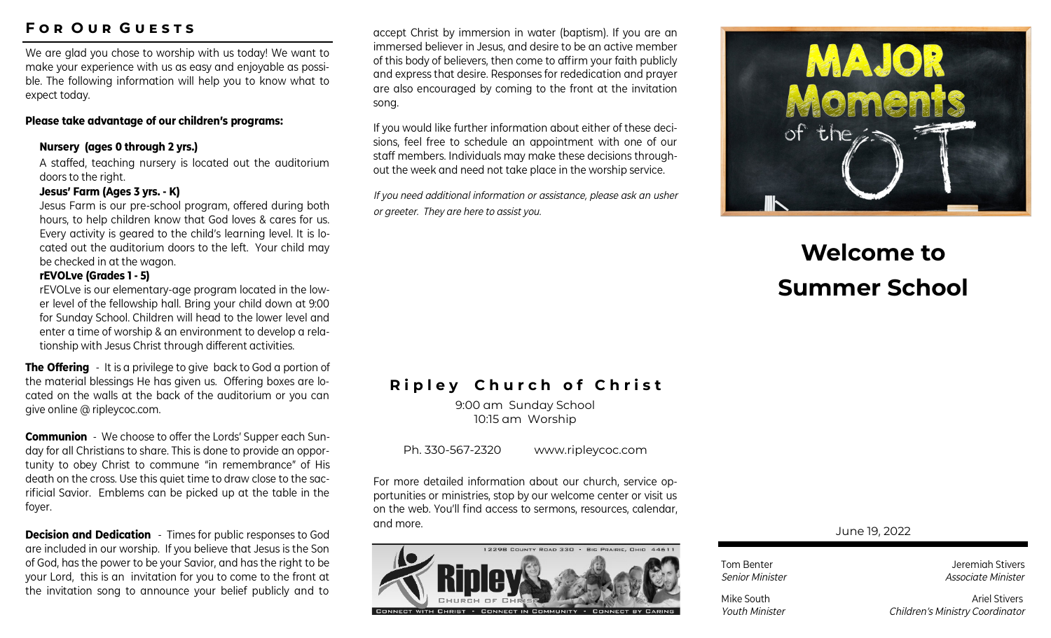## For Our Guests

We are glad you chose to worship with us today! We want to make your experience with us as easy and enjoyable as possible. The following information will help you to know what to expect today.

**Please take advantage of our children's programs:**

**Nursery (ages 0 through 2 yrs.)**

A staffed, teaching nursery is located out the auditorium doors to the right.

**Jesus' Farm (Ages 3 yrs. - K)**

Jesus Farm is our pre-school program, offered during both hours, to help children know that God loves & cares for us. Every activity is geared to the child's learning level. It is located out the auditorium doors to the left. Your child may be checked in at the wagon.

**rEVOLve (Grades 1 - 5)**

rEVOLve is our elementary-age program located in the lower level of the fellowship hall. Bring your child down at 9:00 for Sunday School. Children will head to the lower level and enter a time of worship & an environment to develop a relationship with Jesus Christ through different activities.

**The Offering** - It is a privilege to give back to God a portion of the material blessings He has given us. Offering boxes are located on the walls at the back of the auditorium or you can give online @ ripleycoc.com.

**Communion** - We choose to offer the Lords' Supper each Sunday for all Christians to share. This is done to provide an opportunity to obey Christ to commune "in remembrance" of His death on the cross. Use this quiet time to draw close to the sacrificial Savior. Emblems can be picked up at the table in the foyer.

**Decision and Dedication** - Times for public responses to God are included in our worship. If you believe that Jesus is the Son of God, has the power to be your Savior, and has the right to be your Lord, this is an invitation for you to come to the front at the invitation song to announce your belief publicly and to accept Christ by immersion in water (baptism). If you are an immersed believer in Jesus, and desire to be an active member of this body of believers, then come to affirm your faith publicly and express that desire. Responses for rededication and prayer are also encouraged by coming to the front at the invitation song.

If you would like further information about either of these decisions, feel free to schedule an appointment with one of our staff members. Individuals may make these decisions throughout the week and need not take place in the worship service.

*If you need additional information or assistance, please ask an usher or greeter. They are here to assist you.*

## Ripley Church of Christ

9:00 am Sunday School
10:15 am Worship

Ph. 330-567-2320 www.ripleycoc.com

For more detailed information about our church, service opportunities or ministries, stop by our welcome center or visit us on the web. You'll find access to sermons, resources, calendar, and more.

12298 County Road 330 · Big Prairie, Ohio 44611

Ripley Church of Christ

Connect with Christ - Connect in Community - Connect by Caring

MAJOR Moments of the OT

# Welcome to Summer School

June 19, 2022

Tom Benter
*Senior Minister*

Jeremiah Stivers
*Associate Minister*

Mike South
*Youth Minister*

Ariel Stivers
*Children's Ministry Coordinator*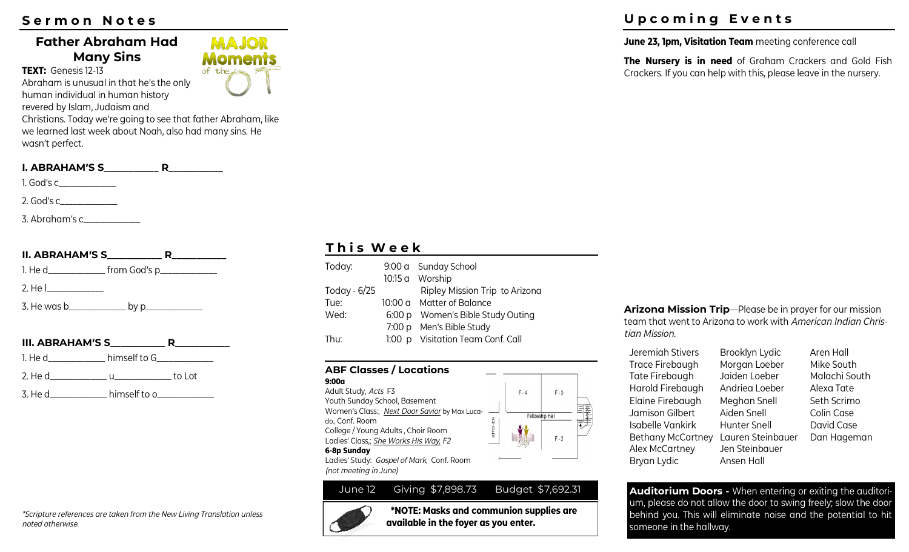## Sermon Notes

### Father Abraham Had Many Sins

MAJOR Moments of the OT

**TEXT:** Genesis 12-13

Abraham is unusual in that he's the only human individual in human history revered by Islam, Judaism and Christians. Today we're going to see that father Abraham, like we learned last week about Noah, also had many sins. He wasn't perfect.

**I. ABRAHAM'S S__________ R__________**

1. God's c____________
2. God's c____________
3. Abraham's c____________

**II. ABRAHAM'S S__________ R__________**

1. He d____________ from God's p____________
2. He l____________
3. He was b____________ by p____________

**III. ABRAHAM'S S__________ R__________**

1. He d____________ himself to G____________
2. He d____________ u____________ to Lot
3. He d____________ himself to o____________

*\*Scripture references are taken from the New Living Translation unless noted otherwise.*

## This Week

| | | |
|---|---|---|
| Today: | 9:00 a | Sunday School |
| | 10:15 a | Worship |
| Today - 6/25 | | Ripley Mission Trip to Arizona |
| Tue: | 10:00 a | Matter of Balance |
| Wed: | 6:00 p | Women's Bible Study Outing |
| | 7:00 p | Men's Bible Study |
| Thu: | 1:00 p | Visitation Team Conf. Call |

### ABF Classes / Locations

**9:00a**

Adult Study, *Acts* F3
Youth Sunday School, Basement
Women's Class:, *Next Door Savior* by Max Lucado, Conf. Room
College / Young Adults , Choir Room
Ladies' Class,; *She Works His Way,* F2

**6-8p Sunday**

Ladies' Study: *Gospel of Mark*, Conf. Room
*(not meeting in June)*

F-4 F-3 Fellowship Hall KITCHEN F-2

June 12 Giving $7,898.73 Budget $7,692.31

**\*NOTE: Masks and communion supplies are available in the foyer as you enter.**

## Upcoming Events

**June 23, 1pm, Visitation Team** meeting conference call

**The Nursery is in need** of Graham Crackers and Gold Fish Crackers. If you can help with this, please leave in the nursery.

**Arizona Mission Trip**—Please be in prayer for our mission team that went to Arizona to work with *American Indian Christian Mission.*

| | | |
|---|---|---|
| Jeremiah Stivers | Brooklyn Lydic | Aren Hall |
| Trace Firebaugh | Morgan Loeber | Mike South |
| Tate Firebaugh | Jaiden Loeber | Malachi South |
| Harold Firebaugh | Andriea Loeber | Alexa Tate |
| Elaine Firebaugh | Meghan Snell | Seth Scrimo |
| Jamison Gilbert | Aiden Snell | Colin Case |
| Isabelle Vankirk | Hunter Snell | David Case |
| Bethany McCartney | Lauren Steinbauer | Dan Hageman |
| Alex McCartney | Jen Steinbauer | |
| Bryan Lydic | Ansen Hall | |

**Auditorium Doors -** When entering or exiting the auditorium, please do not allow the door to swing freely; slow the door behind you. This will eliminate noise and the potential to hit someone in the hallway.